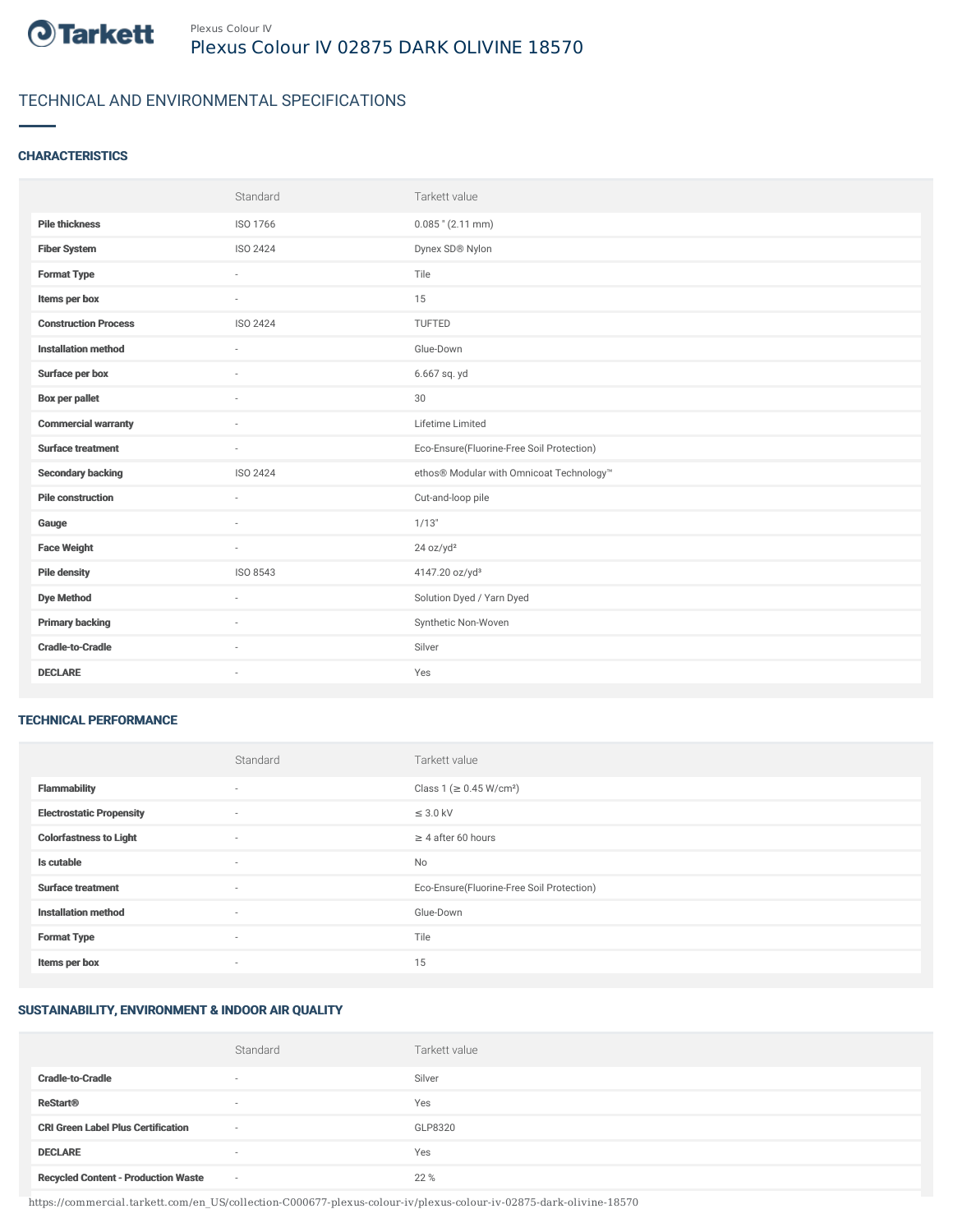Plexus Colour IV

# Plexus Colour IV 02875 DARK OLIVINE 18570

## TECHNICAL AND ENVIRONMENTAL SPECIFICATIONS

### CHARACTERISTICS

| | Standard | Tarkett value |
|---|---|---|
| **Pile thickness** | ISO 1766 | 0.085 " (2.11 mm) |
| **Fiber System** | ISO 2424 | Dynex SD® Nylon |
| **Format Type** | - | Tile |
| **Items per box** | - | 15 |
| **Construction Process** | ISO 2424 | TUFTED |
| **Installation method** | - | Glue-Down |
| **Surface per box** | - | 6.667 sq. yd |
| **Box per pallet** | - | 30 |
| **Commercial warranty** | - | Lifetime Limited |
| **Surface treatment** | - | Eco-Ensure(Fluorine-Free Soil Protection) |
| **Secondary backing** | ISO 2424 | ethos® Modular with Omnicoat Technology™ |
| **Pile construction** | - | Cut-and-loop pile |
| **Gauge** | - | 1/13" |
| **Face Weight** | - | 24 oz/yd² |
| **Pile density** | ISO 8543 | 4147.20 oz/yd³ |
| **Dye Method** | - | Solution Dyed / Yarn Dyed |
| **Primary backing** | - | Synthetic Non-Woven |
| **Cradle-to-Cradle** | - | Silver |
| **DECLARE** | - | Yes |

### TECHNICAL PERFORMANCE

| | Standard | Tarkett value |
|---|---|---|
| **Flammability** | - | Class 1 (≥ 0.45 W/cm²) |
| **Electrostatic Propensity** | - | ≤ 3.0 kV |
| **Colorfastness to Light** | - | ≥ 4 after 60 hours |
| **Is cutable** | - | No |
| **Surface treatment** | - | Eco-Ensure(Fluorine-Free Soil Protection) |
| **Installation method** | - | Glue-Down |
| **Format Type** | - | Tile |
| **Items per box** | - | 15 |

### SUSTAINABILITY, ENVIRONMENT & INDOOR AIR QUALITY

| | Standard | Tarkett value |
|---|---|---|
| **Cradle-to-Cradle** | - | Silver |
| **ReStart®** | - | Yes |
| **CRI Green Label Plus Certification** | - | GLP8320 |
| **DECLARE** | - | Yes |
| **Recycled Content - Production Waste** | - | 22 % |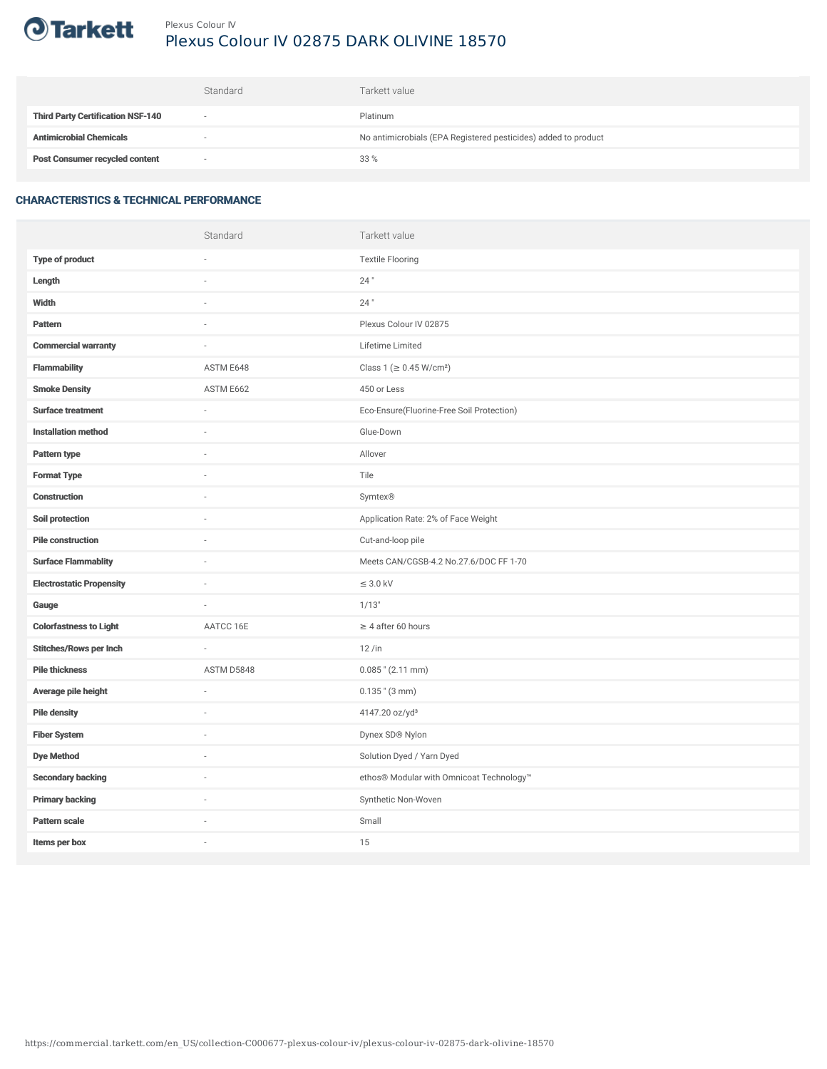Plexus Colour IV

# Plexus Colour IV 02875 DARK OLIVINE 18570

| | Standard | Tarkett value |
|---|---|---|
| **Third Party Certification NSF-140** | - | Platinum |
| **Antimicrobial Chemicals** | - | No antimicrobials (EPA Registered pesticides) added to product |
| **Post Consumer recycled content** | - | 33 % |

## CHARACTERISTICS & TECHNICAL PERFORMANCE

| | Standard | Tarkett value |
|---|---|---|
| **Type of product** | - | Textile Flooring |
| **Length** | - | 24 " |
| **Width** | - | 24 " |
| **Pattern** | - | Plexus Colour IV 02875 |
| **Commercial warranty** | - | Lifetime Limited |
| **Flammability** | ASTM E648 | Class 1 (≥ 0.45 W/cm²) |
| **Smoke Density** | ASTM E662 | 450 or Less |
| **Surface treatment** | - | Eco-Ensure(Fluorine-Free Soil Protection) |
| **Installation method** | - | Glue-Down |
| **Pattern type** | - | Allover |
| **Format Type** | - | Tile |
| **Construction** | - | Symtex® |
| **Soil protection** | - | Application Rate: 2% of Face Weight |
| **Pile construction** | - | Cut-and-loop pile |
| **Surface Flammablity** | - | Meets CAN/CGSB-4.2 No.27.6/DOC FF 1-70 |
| **Electrostatic Propensity** | - | ≤ 3.0 kV |
| **Gauge** | - | 1/13" |
| **Colorfastness to Light** | AATCC 16E | ≥ 4 after 60 hours |
| **Stitches/Rows per Inch** | - | 12 /in |
| **Pile thickness** | ASTM D5848 | 0.085 " (2.11 mm) |
| **Average pile height** | - | 0.135 " (3 mm) |
| **Pile density** | - | 4147.20 oz/yd³ |
| **Fiber System** | - | Dynex SD® Nylon |
| **Dye Method** | - | Solution Dyed / Yarn Dyed |
| **Secondary backing** | - | ethos® Modular with Omnicoat Technology™ |
| **Primary backing** | - | Synthetic Non-Woven |
| **Pattern scale** | - | Small |
| **Items per box** | - | 15 |

https://commercial.tarkett.com/en_US/collection-C000677-plexus-colour-iv/plexus-colour-iv-02875-dark-olivine-18570